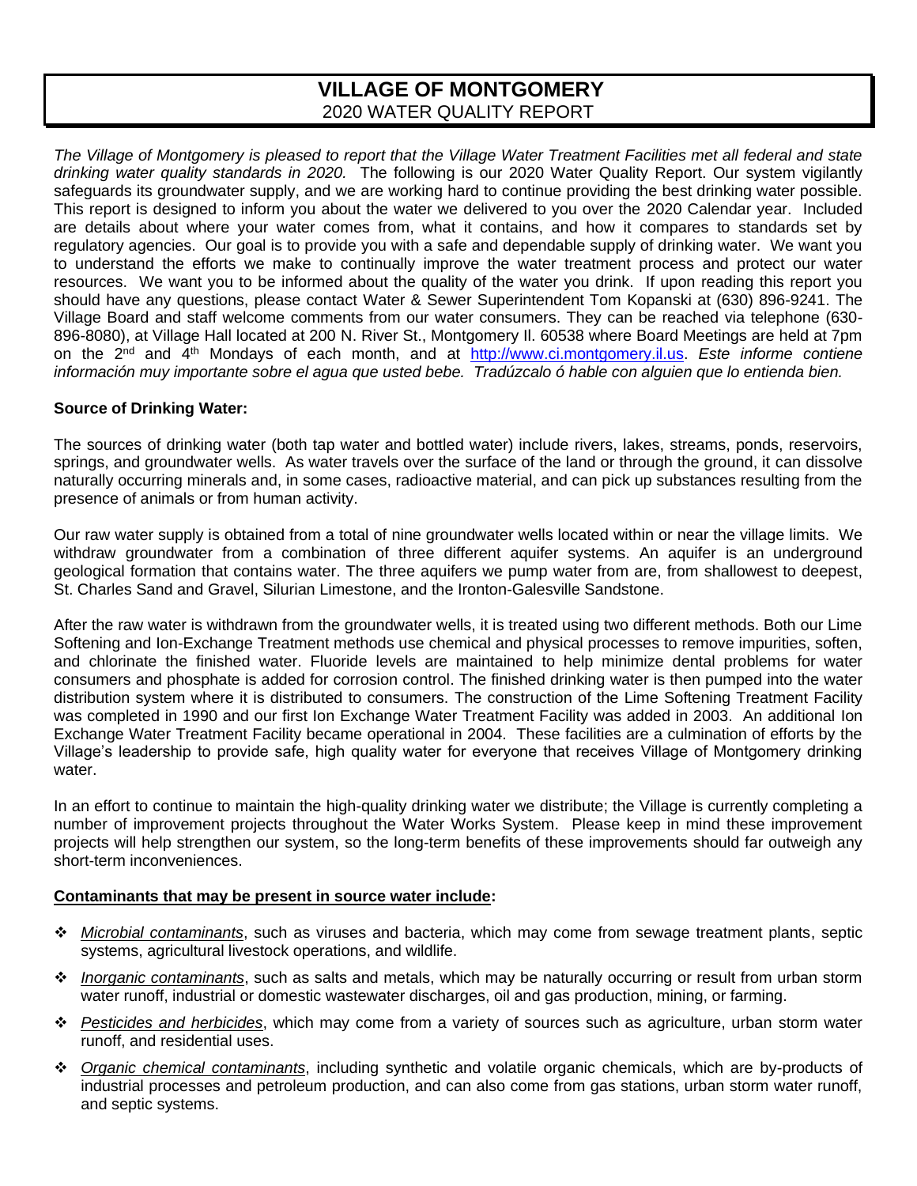# VILLAGE OF MONTGOMERY

2020 WATER QUALITY REPORT

*The Village of Montgomery is pleased to report that the Village Water Treatment Facilities met all federal and state drinking water quality standards in 2020.* The following is our 2020 Water Quality Report. Our system vigilantly safeguards its groundwater supply, and we are working hard to continue providing the best drinking water possible. This report is designed to inform you about the water we delivered to you over the 2020 Calendar year. Included are details about where your water comes from, what it contains, and how it compares to standards set by regulatory agencies. Our goal is to provide you with a safe and dependable supply of drinking water. We want you to understand the efforts we make to continually improve the water treatment process and protect our water resources. We want you to be informed about the quality of the water you drink. If upon reading this report you should have any questions, please contact Water & Sewer Superintendent Tom Kopanski at (630) 896-9241. The Village Board and staff welcome comments from our water consumers. They can be reached via telephone (630-896-8080), at Village Hall located at 200 N. River St., Montgomery Il. 60538 where Board Meetings are held at 7pm on the 2nd and 4th Mondays of each month, and at http://www.ci.montgomery.il.us. *Este informe contiene información muy importante sobre el agua que usted bebe. Tradúzcalo ó hable con alguien que lo entienda bien.*

**Source of Drinking Water:**

The sources of drinking water (both tap water and bottled water) include rivers, lakes, streams, ponds, reservoirs, springs, and groundwater wells. As water travels over the surface of the land or through the ground, it can dissolve naturally occurring minerals and, in some cases, radioactive material, and can pick up substances resulting from the presence of animals or from human activity.

Our raw water supply is obtained from a total of nine groundwater wells located within or near the village limits. We withdraw groundwater from a combination of three different aquifer systems. An aquifer is an underground geological formation that contains water. The three aquifers we pump water from are, from shallowest to deepest, St. Charles Sand and Gravel, Silurian Limestone, and the Ironton-Galesville Sandstone.

After the raw water is withdrawn from the groundwater wells, it is treated using two different methods. Both our Lime Softening and Ion-Exchange Treatment methods use chemical and physical processes to remove impurities, soften, and chlorinate the finished water. Fluoride levels are maintained to help minimize dental problems for water consumers and phosphate is added for corrosion control. The finished drinking water is then pumped into the water distribution system where it is distributed to consumers. The construction of the Lime Softening Treatment Facility was completed in 1990 and our first Ion Exchange Water Treatment Facility was added in 2003. An additional Ion Exchange Water Treatment Facility became operational in 2004. These facilities are a culmination of efforts by the Village's leadership to provide safe, high quality water for everyone that receives Village of Montgomery drinking water.

In an effort to continue to maintain the high-quality drinking water we distribute; the Village is currently completing a number of improvement projects throughout the Water Works System. Please keep in mind these improvement projects will help strengthen our system, so the long-term benefits of these improvements should far outweigh any short-term inconveniences.

**Contaminants that may be present in source water include:**

- *Microbial contaminants*, such as viruses and bacteria, which may come from sewage treatment plants, septic systems, agricultural livestock operations, and wildlife.
- *Inorganic contaminants*, such as salts and metals, which may be naturally occurring or result from urban storm water runoff, industrial or domestic wastewater discharges, oil and gas production, mining, or farming.
- *Pesticides and herbicides*, which may come from a variety of sources such as agriculture, urban storm water runoff, and residential uses.
- *Organic chemical contaminants*, including synthetic and volatile organic chemicals, which are by-products of industrial processes and petroleum production, and can also come from gas stations, urban storm water runoff, and septic systems.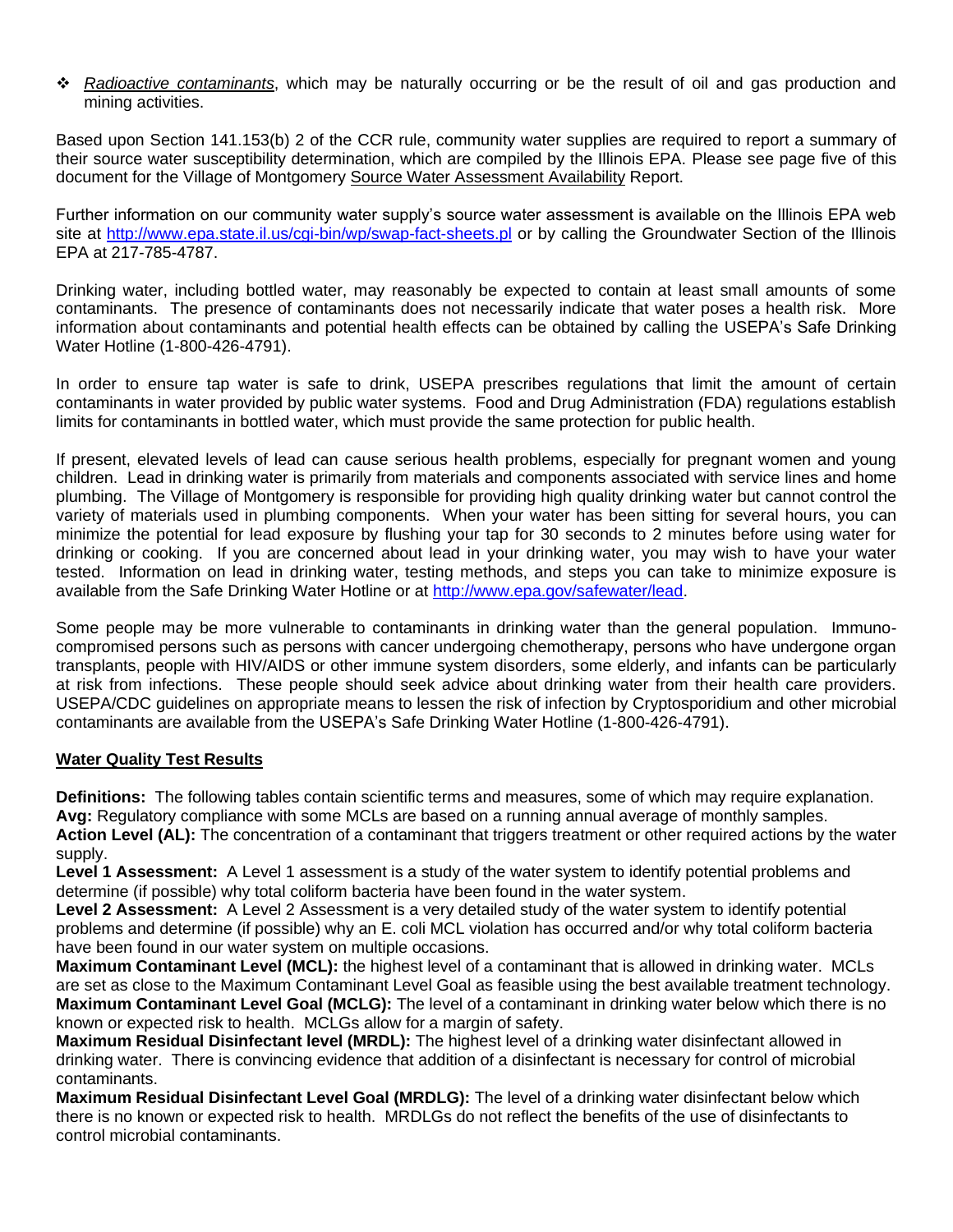- *Radioactive contaminants*, which may be naturally occurring or be the result of oil and gas production and mining activities.

Based upon Section 141.153(b) 2 of the CCR rule, community water supplies are required to report a summary of their source water susceptibility determination, which are compiled by the Illinois EPA. Please see page five of this document for the Village of Montgomery Source Water Assessment Availability Report.

Further information on our community water supply's source water assessment is available on the Illinois EPA web site at http://www.epa.state.il.us/cgi-bin/wp/swap-fact-sheets.pl or by calling the Groundwater Section of the Illinois EPA at 217-785-4787.

Drinking water, including bottled water, may reasonably be expected to contain at least small amounts of some contaminants. The presence of contaminants does not necessarily indicate that water poses a health risk. More information about contaminants and potential health effects can be obtained by calling the USEPA's Safe Drinking Water Hotline (1-800-426-4791).

In order to ensure tap water is safe to drink, USEPA prescribes regulations that limit the amount of certain contaminants in water provided by public water systems. Food and Drug Administration (FDA) regulations establish limits for contaminants in bottled water, which must provide the same protection for public health.

If present, elevated levels of lead can cause serious health problems, especially for pregnant women and young children. Lead in drinking water is primarily from materials and components associated with service lines and home plumbing. The Village of Montgomery is responsible for providing high quality drinking water but cannot control the variety of materials used in plumbing components. When your water has been sitting for several hours, you can minimize the potential for lead exposure by flushing your tap for 30 seconds to 2 minutes before using water for drinking or cooking. If you are concerned about lead in your drinking water, you may wish to have your water tested. Information on lead in drinking water, testing methods, and steps you can take to minimize exposure is available from the Safe Drinking Water Hotline or at http://www.epa.gov/safewater/lead.

Some people may be more vulnerable to contaminants in drinking water than the general population. Immuno-compromised persons such as persons with cancer undergoing chemotherapy, persons who have undergone organ transplants, people with HIV/AIDS or other immune system disorders, some elderly, and infants can be particularly at risk from infections. These people should seek advice about drinking water from their health care providers. USEPA/CDC guidelines on appropriate means to lessen the risk of infection by Cryptosporidium and other microbial contaminants are available from the USEPA's Safe Drinking Water Hotline (1-800-426-4791).

## Water Quality Test Results

**Definitions:** The following tables contain scientific terms and measures, some of which may require explanation.
**Avg:** Regulatory compliance with some MCLs are based on a running annual average of monthly samples.
**Action Level (AL):** The concentration of a contaminant that triggers treatment or other required actions by the water supply.
**Level 1 Assessment:** A Level 1 assessment is a study of the water system to identify potential problems and determine (if possible) why total coliform bacteria have been found in the water system.
**Level 2 Assessment:** A Level 2 Assessment is a very detailed study of the water system to identify potential problems and determine (if possible) why an E. coli MCL violation has occurred and/or why total coliform bacteria have been found in our water system on multiple occasions.
**Maximum Contaminant Level (MCL):** the highest level of a contaminant that is allowed in drinking water. MCLs are set as close to the Maximum Contaminant Level Goal as feasible using the best available treatment technology.
**Maximum Contaminant Level Goal (MCLG):** The level of a contaminant in drinking water below which there is no known or expected risk to health. MCLGs allow for a margin of safety.
**Maximum Residual Disinfectant level (MRDL):** The highest level of a drinking water disinfectant allowed in drinking water. There is convincing evidence that addition of a disinfectant is necessary for control of microbial contaminants.
**Maximum Residual Disinfectant Level Goal (MRDLG):** The level of a drinking water disinfectant below which there is no known or expected risk to health. MRDLGs do not reflect the benefits of the use of disinfectants to control microbial contaminants.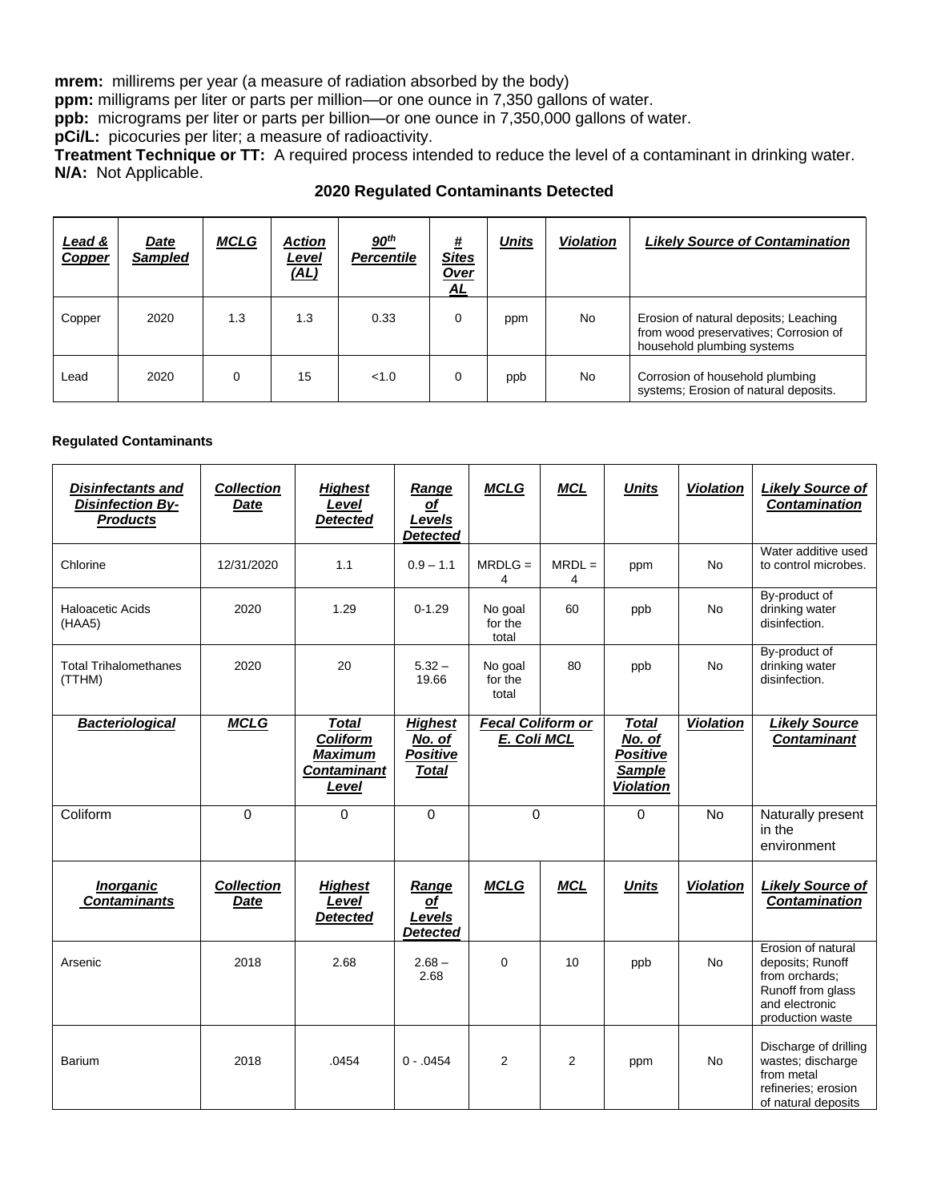**mrem:** millirems per year (a measure of radiation absorbed by the body)
**ppm:** milligrams per liter or parts per million—or one ounce in 7,350 gallons of water.
**ppb:** micrograms per liter or parts per billion—or one ounce in 7,350,000 gallons of water.
**pCi/L:** picocuries per liter; a measure of radioactivity.
**Treatment Technique or TT:** A required process intended to reduce the level of a contaminant in drinking water.
**N/A:** Not Applicable.

## 2020 Regulated Contaminants Detected

| Lead & Copper | Date Sampled | MCLG | Action Level (AL) | 90th Percentile | # Sites Over AL | Units | Violation | Likely Source of Contamination |
|---|---|---|---|---|---|---|---|---|
| Copper | 2020 | 1.3 | 1.3 | 0.33 | 0 | ppm | No | Erosion of natural deposits; Leaching from wood preservatives; Corrosion of household plumbing systems |
| Lead | 2020 | 0 | 15 | <1.0 | 0 | ppb | No | Corrosion of household plumbing systems; Erosion of natural deposits. |

**Regulated Contaminants**

| Disinfectants and Disinfection By-Products | Collection Date | Highest Level Detected | Range of Levels Detected | MCLG | MCL | Units | Violation | Likely Source of Contamination |
|---|---|---|---|---|---|---|---|---|
| Chlorine | 12/31/2020 | 1.1 | 0.9 – 1.1 | MRDLG = 4 | MRDL = 4 | ppm | No | Water additive used to control microbes. |
| Haloacetic Acids (HAA5) | 2020 | 1.29 | 0-1.29 | No goal for the total | 60 | ppb | No | By-product of drinking water disinfection. |
| Total Trihalomethanes (TTHM) | 2020 | 20 | 5.32 – 19.66 | No goal for the total | 80 | ppb | No | By-product of drinking water disinfection. |
| **Bacteriological** | **MCLG** | **Total Coliform Maximum Contaminant Level** | **Highest No. of Positive Total** | **Fecal Coliform or E. Coli MCL** | | **Total No. of Positive Sample Violation** | **Violation** | **Likely Source Contaminant** |
| Coliform | 0 | 0 | 0 | 0 | | 0 | No | Naturally present in the environment |
| **Inorganic Contaminants** | **Collection Date** | **Highest Level Detected** | **Range of Levels Detected** | **MCLG** | **MCL** | **Units** | **Violation** | **Likely Source of Contamination** |
| Arsenic | 2018 | 2.68 | 2.68 – 2.68 | 0 | 10 | ppb | No | Erosion of natural deposits; Runoff from orchards; Runoff from glass and electronic production waste |
| Barium | 2018 | .0454 | 0 - .0454 | 2 | 2 | ppm | No | Discharge of drilling wastes; discharge from metal refineries; erosion of natural deposits |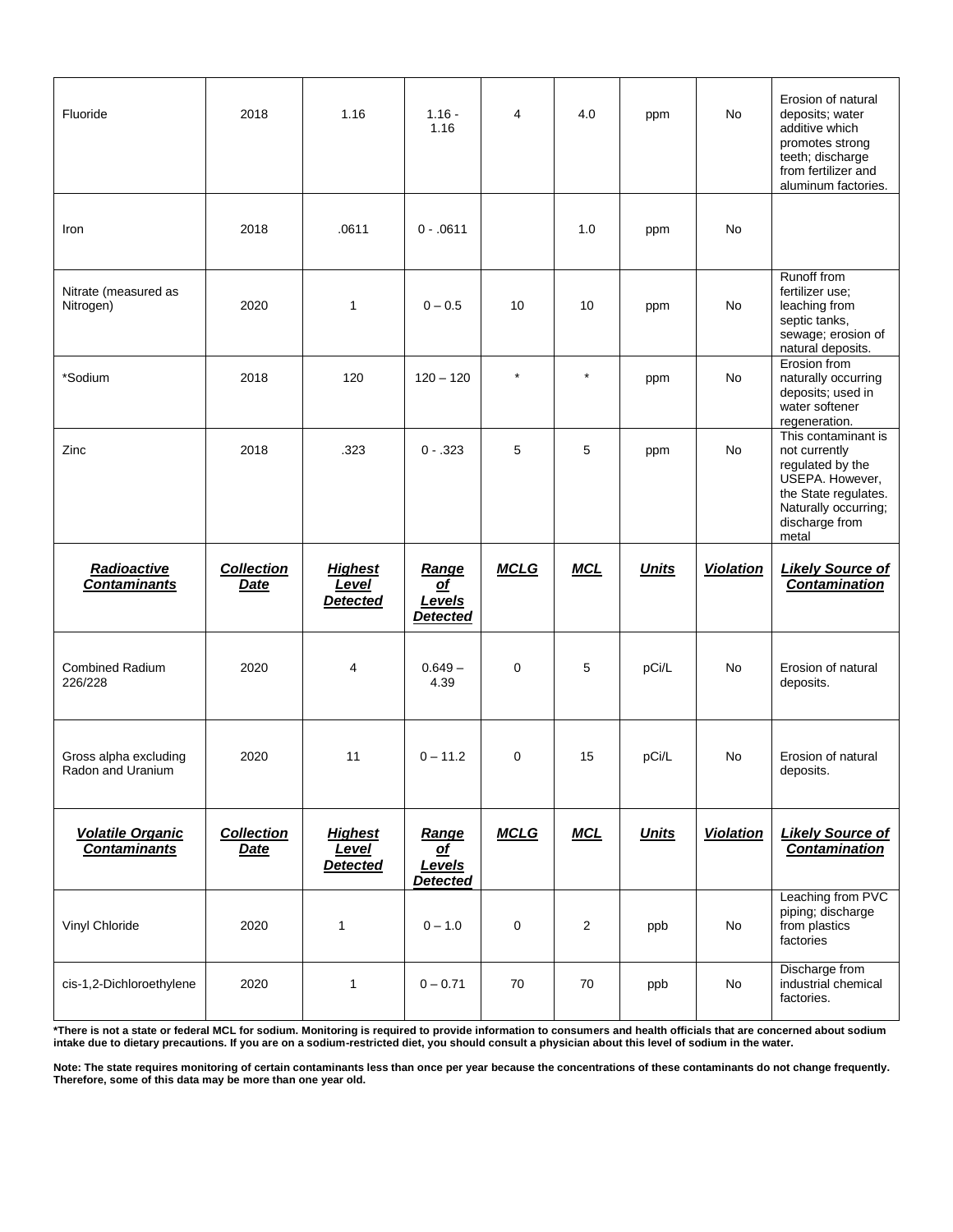| Fluoride | 2018 | 1.16 | 1.16 - 1.16 | 4 | 4.0 | ppm | No | Erosion of natural deposits; water additive which promotes strong teeth; discharge from fertilizer and aluminum factories. |
|---|---|---|---|---|---|---|---|---|
| Iron | 2018 | .0611 | 0 - .0611 | | 1.0 | ppm | No | |
| Nitrate (measured as Nitrogen) | 2020 | 1 | 0 – 0.5 | 10 | 10 | ppm | No | Runoff from fertilizer use; leaching from septic tanks, sewage; erosion of natural deposits. |
| *Sodium | 2018 | 120 | 120 – 120 | * | * | ppm | No | Erosion from naturally occurring deposits; used in water softener regeneration. |
| Zinc | 2018 | .323 | 0 - .323 | 5 | 5 | ppm | No | This contaminant is not currently regulated by the USEPA. However, the State regulates. Naturally occurring; discharge from metal |
| ***Radioactive Contaminants*** | ***Collection Date*** | ***Highest Level Detected*** | ***Range of Levels Detected*** | ***MCLG*** | ***MCL*** | ***Units*** | ***Violation*** | ***Likely Source of Contamination*** |
| Combined Radium 226/228 | 2020 | 4 | 0.649 – 4.39 | 0 | 5 | pCi/L | No | Erosion of natural deposits. |
| Gross alpha excluding Radon and Uranium | 2020 | 11 | 0 – 11.2 | 0 | 15 | pCi/L | No | Erosion of natural deposits. |
| ***Volatile Organic Contaminants*** | ***Collection Date*** | ***Highest Level Detected*** | ***Range of Levels Detected*** | ***MCLG*** | ***MCL*** | ***Units*** | ***Violation*** | ***Likely Source of Contamination*** |
| Vinyl Chloride | 2020 | 1 | 0 – 1.0 | 0 | 2 | ppb | No | Leaching from PVC piping; discharge from plastics factories |
| cis-1,2-Dichloroethylene | 2020 | 1 | 0 – 0.71 | 70 | 70 | ppb | No | Discharge from industrial chemical factories. |

**\*There is not a state or federal MCL for sodium. Monitoring is required to provide information to consumers and health officials that are concerned about sodium intake due to dietary precautions. If you are on a sodium-restricted diet, you should consult a physician about this level of sodium in the water.**

**Note: The state requires monitoring of certain contaminants less than once per year because the concentrations of these contaminants do not change frequently. Therefore, some of this data may be more than one year old.**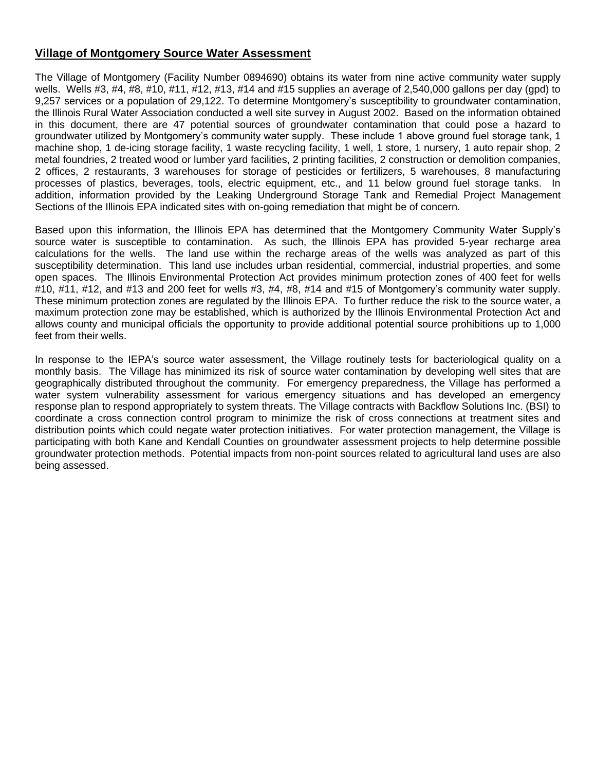## Village of Montgomery Source Water Assessment

The Village of Montgomery (Facility Number 0894690) obtains its water from nine active community water supply wells. Wells #3, #4, #8, #10, #11, #12, #13, #14 and #15 supplies an average of 2,540,000 gallons per day (gpd) to 9,257 services or a population of 29,122. To determine Montgomery's susceptibility to groundwater contamination, the Illinois Rural Water Association conducted a well site survey in August 2002. Based on the information obtained in this document, there are 47 potential sources of groundwater contamination that could pose a hazard to groundwater utilized by Montgomery's community water supply. These include 1 above ground fuel storage tank, 1 machine shop, 1 de-icing storage facility, 1 waste recycling facility, 1 well, 1 store, 1 nursery, 1 auto repair shop, 2 metal foundries, 2 treated wood or lumber yard facilities, 2 printing facilities, 2 construction or demolition companies, 2 offices, 2 restaurants, 3 warehouses for storage of pesticides or fertilizers, 5 warehouses, 8 manufacturing processes of plastics, beverages, tools, electric equipment, etc., and 11 below ground fuel storage tanks. In addition, information provided by the Leaking Underground Storage Tank and Remedial Project Management Sections of the Illinois EPA indicated sites with on-going remediation that might be of concern.

Based upon this information, the Illinois EPA has determined that the Montgomery Community Water Supply's source water is susceptible to contamination. As such, the Illinois EPA has provided 5-year recharge area calculations for the wells. The land use within the recharge areas of the wells was analyzed as part of this susceptibility determination. This land use includes urban residential, commercial, industrial properties, and some open spaces. The Illinois Environmental Protection Act provides minimum protection zones of 400 feet for wells #10, #11, #12, and #13 and 200 feet for wells #3, #4, #8, #14 and #15 of Montgomery's community water supply. These minimum protection zones are regulated by the Illinois EPA. To further reduce the risk to the source water, a maximum protection zone may be established, which is authorized by the Illinois Environmental Protection Act and allows county and municipal officials the opportunity to provide additional potential source prohibitions up to 1,000 feet from their wells.

In response to the IEPA's source water assessment, the Village routinely tests for bacteriological quality on a monthly basis. The Village has minimized its risk of source water contamination by developing well sites that are geographically distributed throughout the community. For emergency preparedness, the Village has performed a water system vulnerability assessment for various emergency situations and has developed an emergency response plan to respond appropriately to system threats. The Village contracts with Backflow Solutions Inc. (BSI) to coordinate a cross connection control program to minimize the risk of cross connections at treatment sites and distribution points which could negate water protection initiatives. For water protection management, the Village is participating with both Kane and Kendall Counties on groundwater assessment projects to help determine possible groundwater protection methods. Potential impacts from non-point sources related to agricultural land uses are also being assessed.